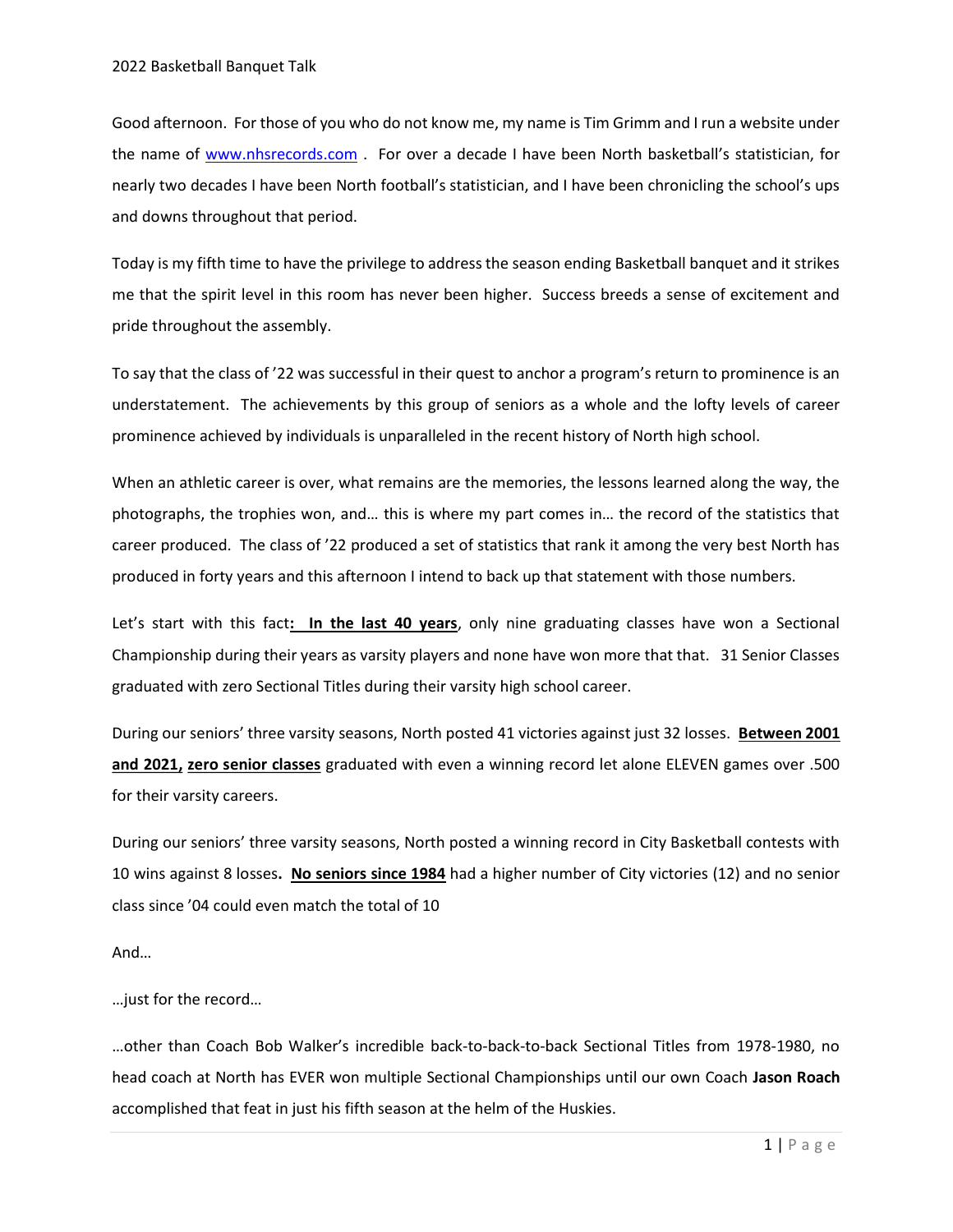2022 Basketball Banquet Talk

Good afternoon. For those of you who do not know me, my name is Tim Grimm and I run a website under the name of [www.nhsrecords.com](http://www.nhsrecords.com) . For over a decade I have been North basketball's statistician, for nearly two decades I have been North football's statistician, and I have been chronicling the school's ups and downs throughout that period.

Today is my fifth time to have the privilege to address the season ending Basketball banquet and it strikes me that the spirit level in this room has never been higher. Success breeds a sense of excitement and pride throughout the assembly.

To say that the class of '22 was successful in their quest to anchor a program's return to prominence is an understatement. The achievements by this group of seniors as a whole and the lofty levels of career prominence achieved by individuals is unparalleled in the recent history of North high school.

When an athletic career is over, what remains are the memories, the lessons learned along the way, the photographs, the trophies won, and… this is where my part comes in… the record of the statistics that career produced. The class of '22 produced a set of statistics that rank it among the very best North has produced in forty years and this afternoon I intend to back up that statement with those numbers.

Let's start with this fact**: <u>In the last 40 years</u>**, only nine graduating classes have won a Sectional Championship during their years as varsity players and none have won more that that. 31 Senior Classes graduated with zero Sectional Titles during their varsity high school career.

During our seniors' three varsity seasons, North posted 41 victories against just 32 losses. **<u>Between 2001 and 2021,</u> <u>zero senior classes</u>** graduated with even a winning record let alone ELEVEN games over .500 for their varsity careers.

During our seniors' three varsity seasons, North posted a winning record in City Basketball contests with 10 wins against 8 losses**. <u>No seniors since 1984</u>** had a higher number of City victories (12) and no senior class since '04 could even match the total of 10

And…

…just for the record…

…other than Coach Bob Walker's incredible back-to-back-to-back Sectional Titles from 1978-1980, no head coach at North has EVER won multiple Sectional Championships until our own Coach **Jason Roach** accomplished that feat in just his fifth season at the helm of the Huskies.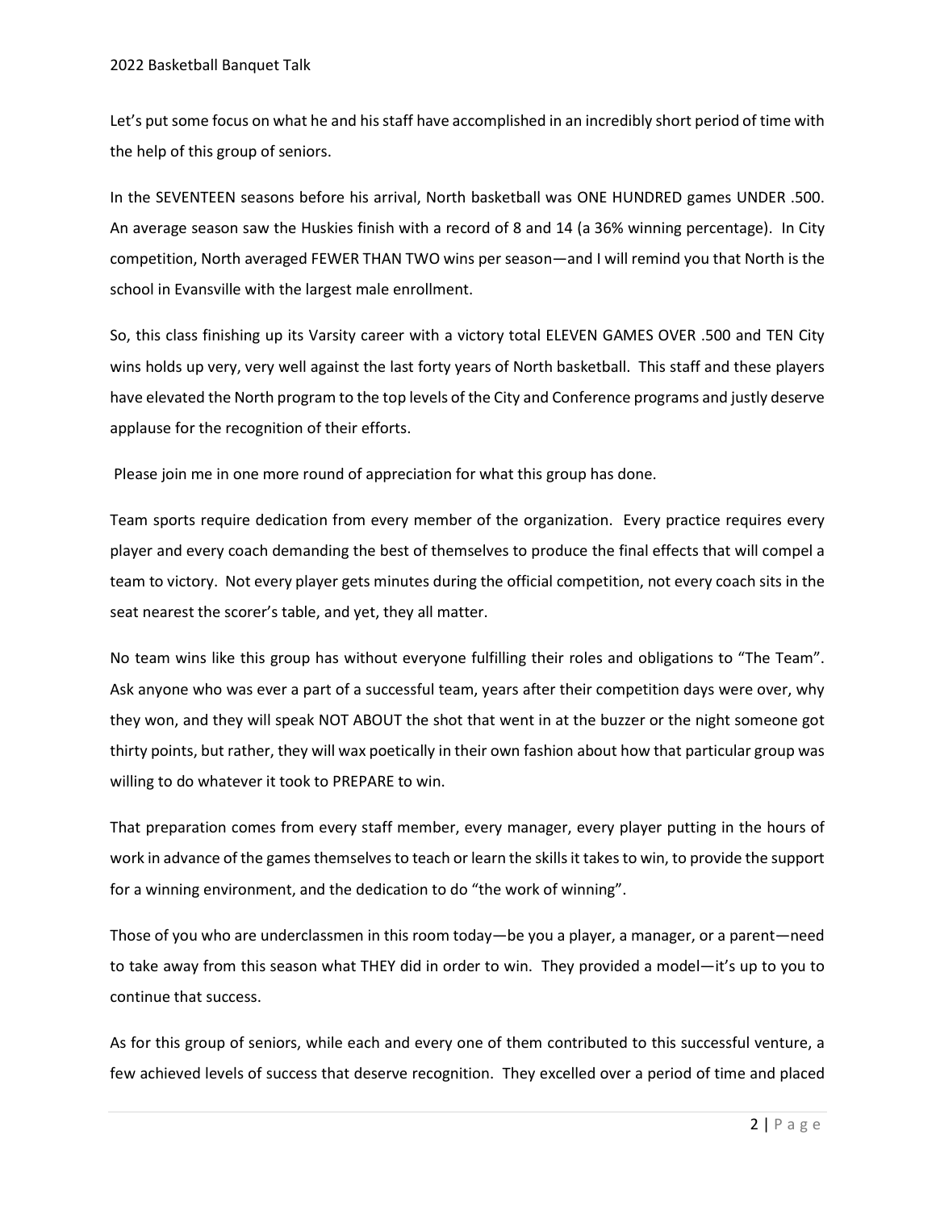Let's put some focus on what he and his staff have accomplished in an incredibly short period of time with the help of this group of seniors.

In the SEVENTEEN seasons before his arrival, North basketball was ONE HUNDRED games UNDER .500. An average season saw the Huskies finish with a record of 8 and 14 (a 36% winning percentage). In City competition, North averaged FEWER THAN TWO wins per season—and I will remind you that North is the school in Evansville with the largest male enrollment.

So, this class finishing up its Varsity career with a victory total ELEVEN GAMES OVER .500 and TEN City wins holds up very, very well against the last forty years of North basketball. This staff and these players have elevated the North program to the top levels of the City and Conference programs and justly deserve applause for the recognition of their efforts.

Please join me in one more round of appreciation for what this group has done.

Team sports require dedication from every member of the organization. Every practice requires every player and every coach demanding the best of themselves to produce the final effects that will compel a team to victory. Not every player gets minutes during the official competition, not every coach sits in the seat nearest the scorer's table, and yet, they all matter.

No team wins like this group has without everyone fulfilling their roles and obligations to "The Team". Ask anyone who was ever a part of a successful team, years after their competition days were over, why they won, and they will speak NOT ABOUT the shot that went in at the buzzer or the night someone got thirty points, but rather, they will wax poetically in their own fashion about how that particular group was willing to do whatever it took to PREPARE to win.

That preparation comes from every staff member, every manager, every player putting in the hours of work in advance of the games themselves to teach or learn the skills it takes to win, to provide the support for a winning environment, and the dedication to do "the work of winning".

Those of you who are underclassmen in this room today—be you a player, a manager, or a parent—need to take away from this season what THEY did in order to win. They provided a model—it's up to you to continue that success.

As for this group of seniors, while each and every one of them contributed to this successful venture, a few achieved levels of success that deserve recognition. They excelled over a period of time and placed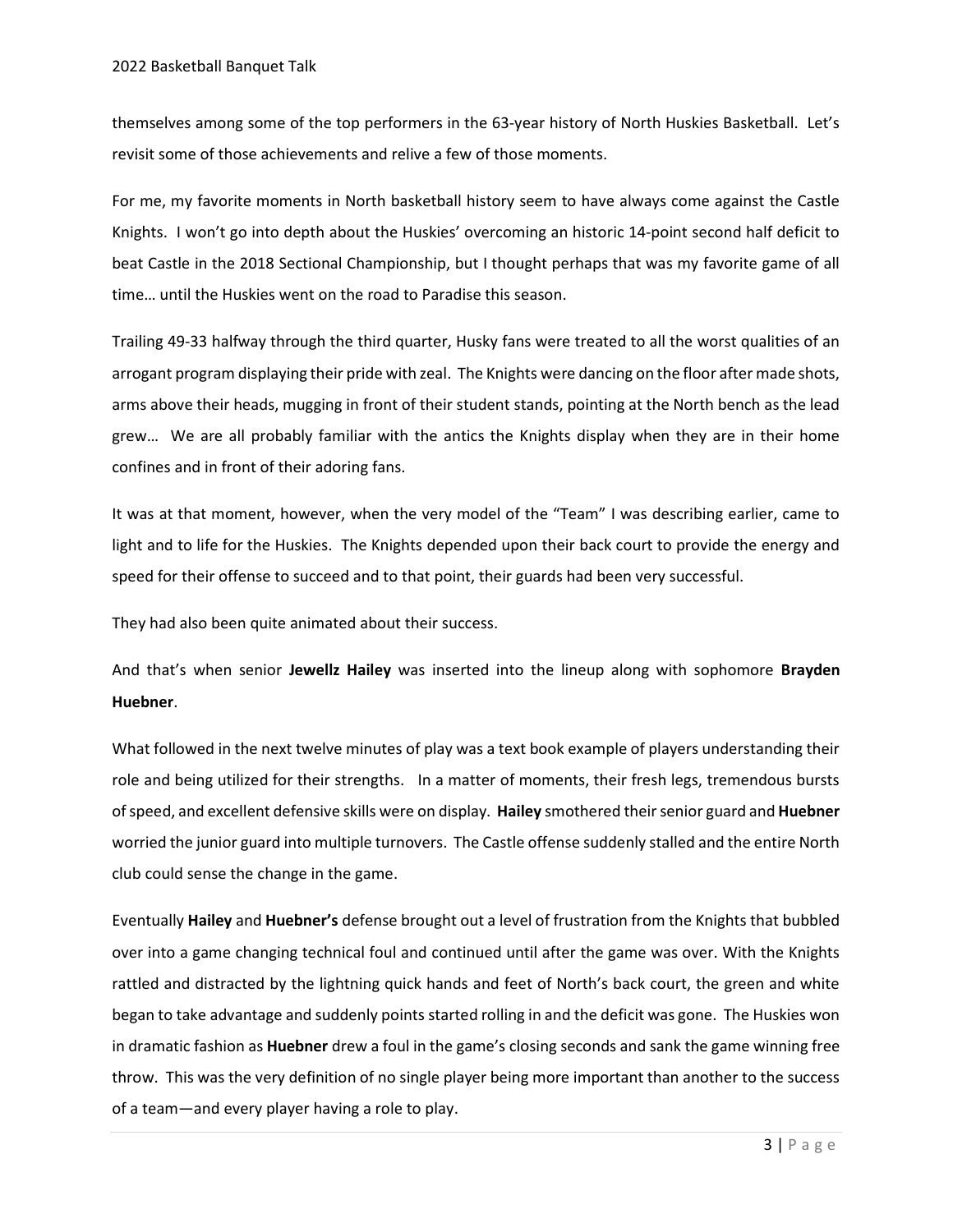themselves among some of the top performers in the 63-year history of North Huskies Basketball. Let's revisit some of those achievements and relive a few of those moments.

For me, my favorite moments in North basketball history seem to have always come against the Castle Knights. I won't go into depth about the Huskies' overcoming an historic 14-point second half deficit to beat Castle in the 2018 Sectional Championship, but I thought perhaps that was my favorite game of all time… until the Huskies went on the road to Paradise this season.

Trailing 49-33 halfway through the third quarter, Husky fans were treated to all the worst qualities of an arrogant program displaying their pride with zeal. The Knights were dancing on the floor after made shots, arms above their heads, mugging in front of their student stands, pointing at the North bench as the lead grew… We are all probably familiar with the antics the Knights display when they are in their home confines and in front of their adoring fans.

It was at that moment, however, when the very model of the "Team" I was describing earlier, came to light and to life for the Huskies. The Knights depended upon their back court to provide the energy and speed for their offense to succeed and to that point, their guards had been very successful.

They had also been quite animated about their success.

And that's when senior **Jewellz Hailey** was inserted into the lineup along with sophomore **Brayden Huebner**.

What followed in the next twelve minutes of play was a text book example of players understanding their role and being utilized for their strengths. In a matter of moments, their fresh legs, tremendous bursts of speed, and excellent defensive skills were on display. **Hailey** smothered their senior guard and **Huebner** worried the junior guard into multiple turnovers. The Castle offense suddenly stalled and the entire North club could sense the change in the game.

Eventually **Hailey** and **Huebner's** defense brought out a level of frustration from the Knights that bubbled over into a game changing technical foul and continued until after the game was over. With the Knights rattled and distracted by the lightning quick hands and feet of North's back court, the green and white began to take advantage and suddenly points started rolling in and the deficit was gone. The Huskies won in dramatic fashion as **Huebner** drew a foul in the game's closing seconds and sank the game winning free throw. This was the very definition of no single player being more important than another to the success of a team—and every player having a role to play.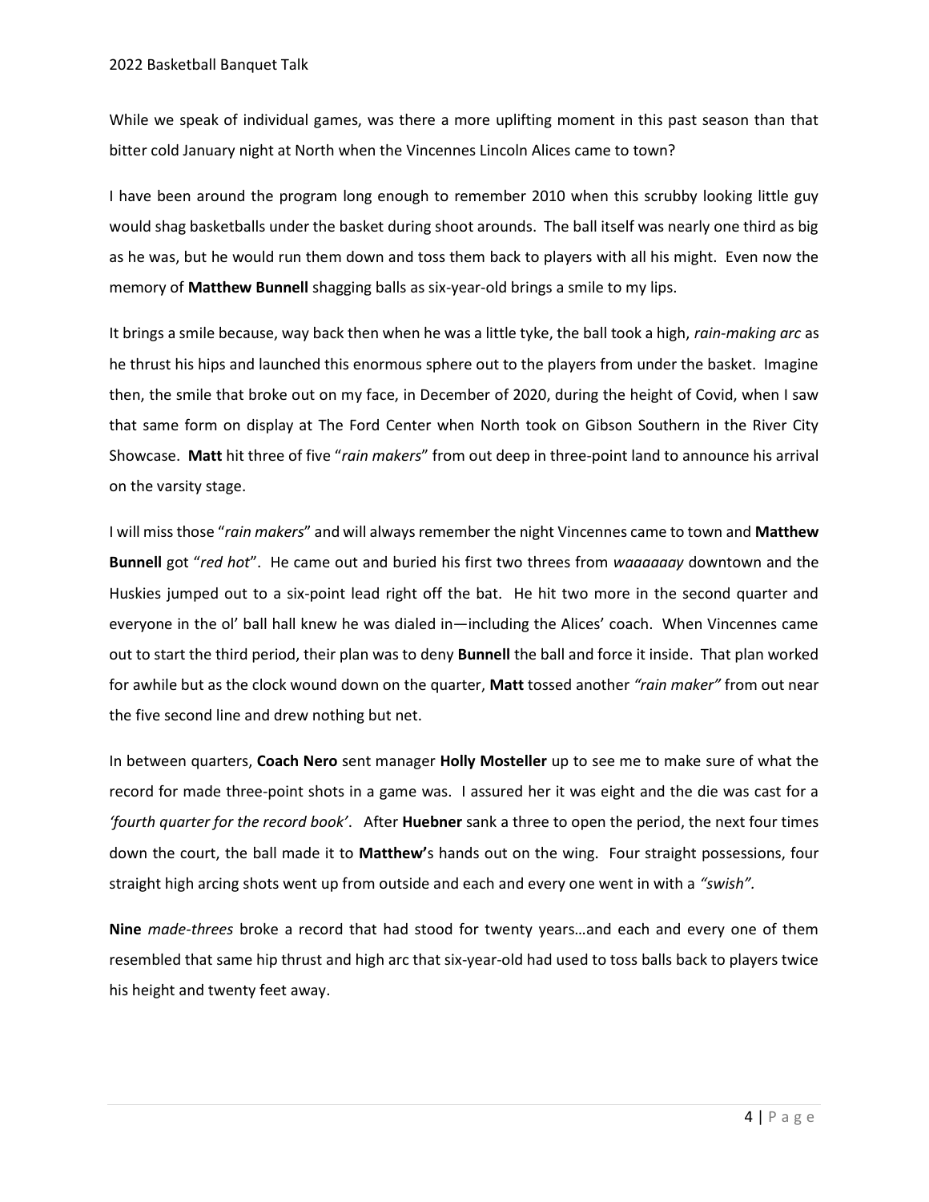While we speak of individual games, was there a more uplifting moment in this past season than that bitter cold January night at North when the Vincennes Lincoln Alices came to town?

I have been around the program long enough to remember 2010 when this scrubby looking little guy would shag basketballs under the basket during shoot arounds. The ball itself was nearly one third as big as he was, but he would run them down and toss them back to players with all his might. Even now the memory of **Matthew Bunnell** shagging balls as six-year-old brings a smile to my lips.

It brings a smile because, way back then when he was a little tyke, the ball took a high, *rain-making arc* as he thrust his hips and launched this enormous sphere out to the players from under the basket. Imagine then, the smile that broke out on my face, in December of 2020, during the height of Covid, when I saw that same form on display at The Ford Center when North took on Gibson Southern in the River City Showcase. **Matt** hit three of five "*rain makers*" from out deep in three-point land to announce his arrival on the varsity stage.

I will miss those "*rain makers*" and will always remember the night Vincennes came to town and **Matthew Bunnell** got "*red hot*". He came out and buried his first two threes from *waaaaaay* downtown and the Huskies jumped out to a six-point lead right off the bat. He hit two more in the second quarter and everyone in the ol' ball hall knew he was dialed in—including the Alices' coach. When Vincennes came out to start the third period, their plan was to deny **Bunnell** the ball and force it inside. That plan worked for awhile but as the clock wound down on the quarter, **Matt** tossed another *"rain maker"* from out near the five second line and drew nothing but net.

In between quarters, **Coach Nero** sent manager **Holly Mosteller** up to see me to make sure of what the record for made three-point shots in a game was. I assured her it was eight and the die was cast for a *'fourth quarter for the record book'*. After **Huebner** sank a three to open the period, the next four times down the court, the ball made it to **Matthew'**s hands out on the wing. Four straight possessions, four straight high arcing shots went up from outside and each and every one went in with a *"swish"*.

**Nine** *made-threes* broke a record that had stood for twenty years…and each and every one of them resembled that same hip thrust and high arc that six-year-old had used to toss balls back to players twice his height and twenty feet away.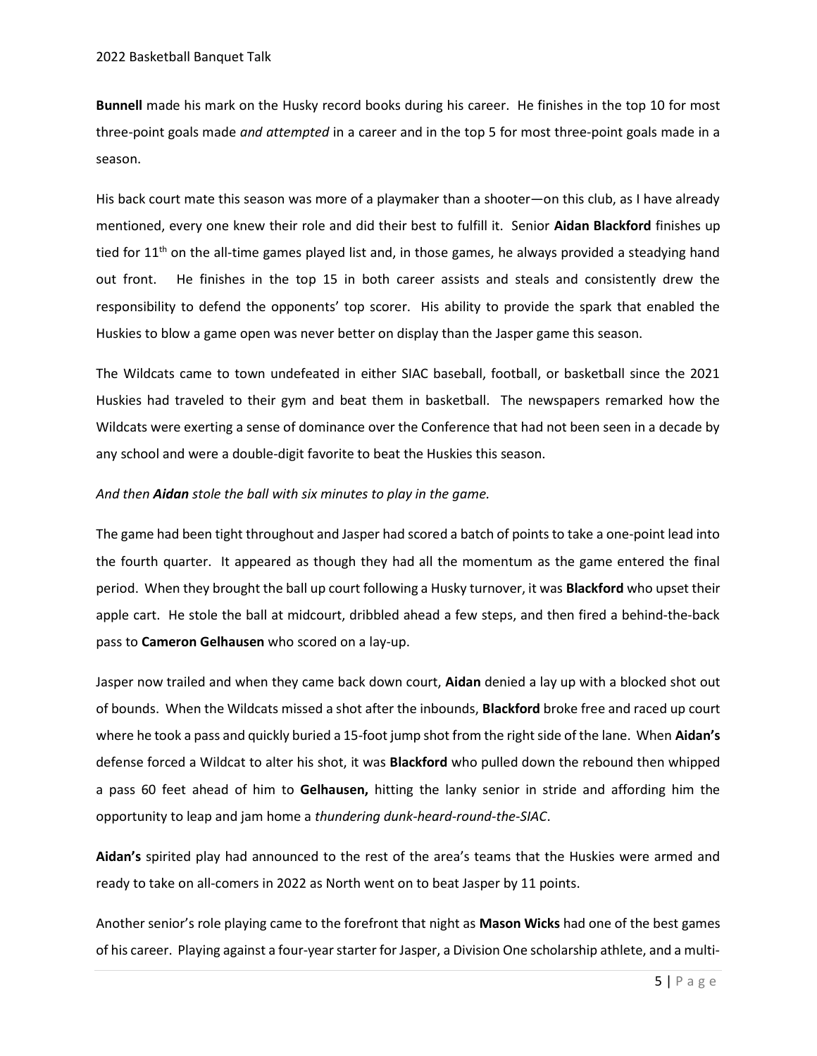**Bunnell** made his mark on the Husky record books during his career. He finishes in the top 10 for most three-point goals made *and attempted* in a career and in the top 5 for most three-point goals made in a season.

His back court mate this season was more of a playmaker than a shooter—on this club, as I have already mentioned, every one knew their role and did their best to fulfill it. Senior **Aidan Blackford** finishes up tied for 11th on the all-time games played list and, in those games, he always provided a steadying hand out front. He finishes in the top 15 in both career assists and steals and consistently drew the responsibility to defend the opponents' top scorer. His ability to provide the spark that enabled the Huskies to blow a game open was never better on display than the Jasper game this season.

The Wildcats came to town undefeated in either SIAC baseball, football, or basketball since the 2021 Huskies had traveled to their gym and beat them in basketball. The newspapers remarked how the Wildcats were exerting a sense of dominance over the Conference that had not been seen in a decade by any school and were a double-digit favorite to beat the Huskies this season.

*And then **Aidan** stole the ball with six minutes to play in the game.*

The game had been tight throughout and Jasper had scored a batch of points to take a one-point lead into the fourth quarter. It appeared as though they had all the momentum as the game entered the final period. When they brought the ball up court following a Husky turnover, it was **Blackford** who upset their apple cart. He stole the ball at midcourt, dribbled ahead a few steps, and then fired a behind-the-back pass to **Cameron Gelhausen** who scored on a lay-up.

Jasper now trailed and when they came back down court, **Aidan** denied a lay up with a blocked shot out of bounds. When the Wildcats missed a shot after the inbounds, **Blackford** broke free and raced up court where he took a pass and quickly buried a 15-foot jump shot from the right side of the lane. When **Aidan's** defense forced a Wildcat to alter his shot, it was **Blackford** who pulled down the rebound then whipped a pass 60 feet ahead of him to **Gelhausen,** hitting the lanky senior in stride and affording him the opportunity to leap and jam home a *thundering dunk-heard-round-the-SIAC*.

**Aidan's** spirited play had announced to the rest of the area's teams that the Huskies were armed and ready to take on all-comers in 2022 as North went on to beat Jasper by 11 points.

Another senior's role playing came to the forefront that night as **Mason Wicks** had one of the best games of his career. Playing against a four-year starter for Jasper, a Division One scholarship athlete, and a multi-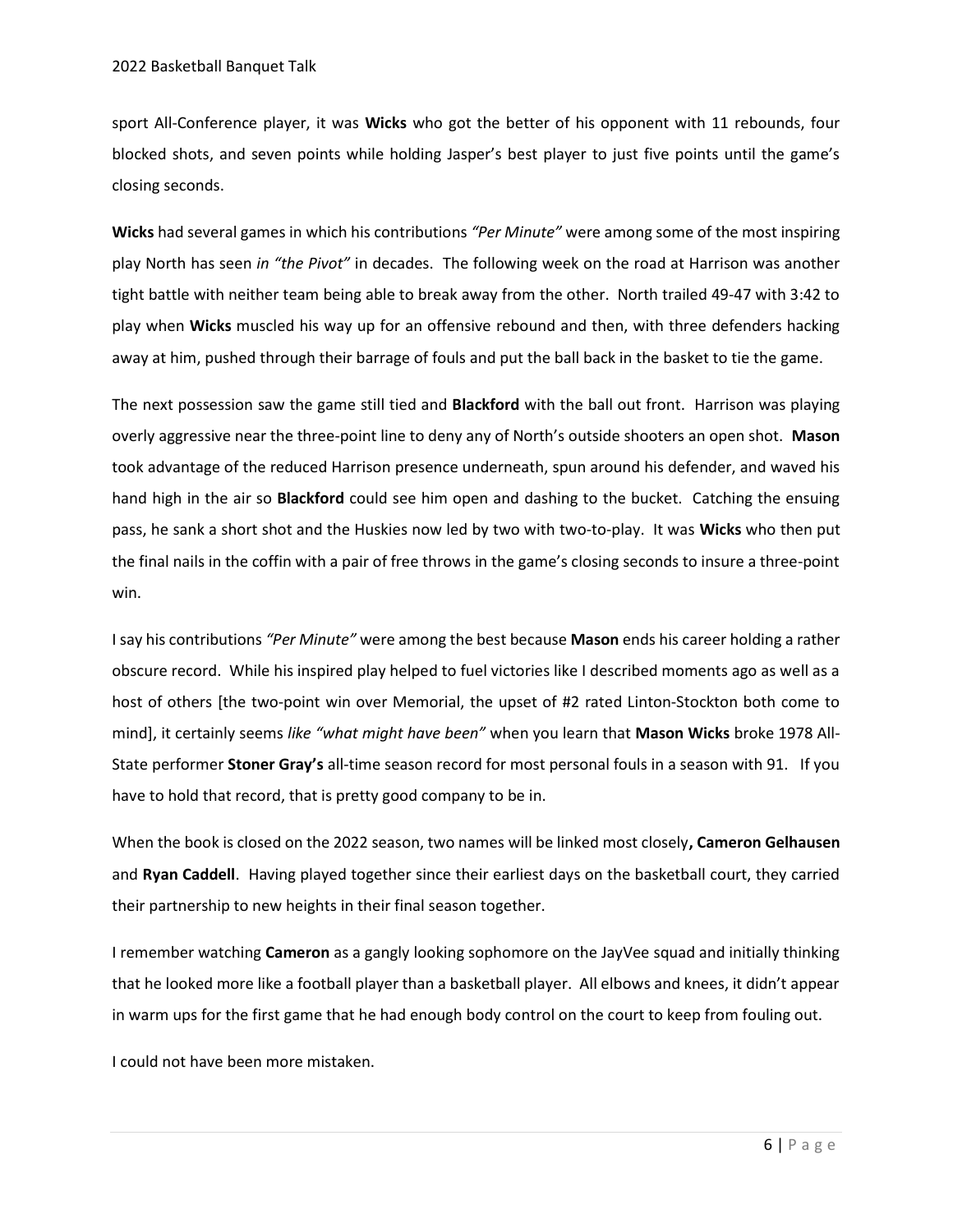sport All-Conference player, it was **Wicks** who got the better of his opponent with 11 rebounds, four blocked shots, and seven points while holding Jasper's best player to just five points until the game's closing seconds.

**Wicks** had several games in which his contributions *"Per Minute"* were among some of the most inspiring play North has seen *in "the Pivot"* in decades. The following week on the road at Harrison was another tight battle with neither team being able to break away from the other. North trailed 49-47 with 3:42 to play when **Wicks** muscled his way up for an offensive rebound and then, with three defenders hacking away at him, pushed through their barrage of fouls and put the ball back in the basket to tie the game.

The next possession saw the game still tied and **Blackford** with the ball out front. Harrison was playing overly aggressive near the three-point line to deny any of North's outside shooters an open shot. **Mason** took advantage of the reduced Harrison presence underneath, spun around his defender, and waved his hand high in the air so **Blackford** could see him open and dashing to the bucket. Catching the ensuing pass, he sank a short shot and the Huskies now led by two with two-to-play. It was **Wicks** who then put the final nails in the coffin with a pair of free throws in the game's closing seconds to insure a three-point win.

I say his contributions *"Per Minute"* were among the best because **Mason** ends his career holding a rather obscure record. While his inspired play helped to fuel victories like I described moments ago as well as a host of others [the two-point win over Memorial, the upset of #2 rated Linton-Stockton both come to mind], it certainly seems *like "what might have been"* when you learn that **Mason Wicks** broke 1978 All-State performer **Stoner Gray's** all-time season record for most personal fouls in a season with 91. If you have to hold that record, that is pretty good company to be in.

When the book is closed on the 2022 season, two names will be linked most closely**, Cameron Gelhausen** and **Ryan Caddell**. Having played together since their earliest days on the basketball court, they carried their partnership to new heights in their final season together.

I remember watching **Cameron** as a gangly looking sophomore on the JayVee squad and initially thinking that he looked more like a football player than a basketball player. All elbows and knees, it didn't appear in warm ups for the first game that he had enough body control on the court to keep from fouling out.

I could not have been more mistaken.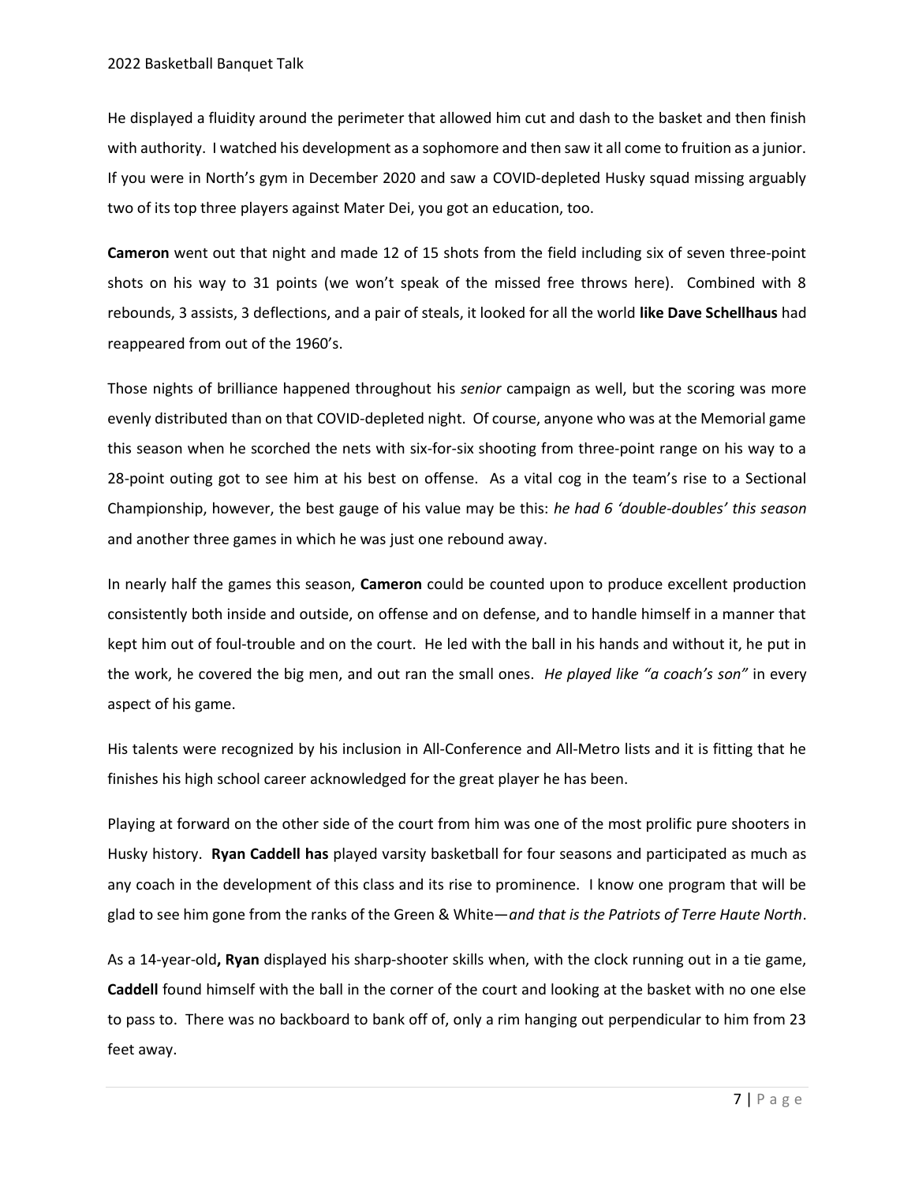He displayed a fluidity around the perimeter that allowed him cut and dash to the basket and then finish with authority. I watched his development as a sophomore and then saw it all come to fruition as a junior. If you were in North's gym in December 2020 and saw a COVID-depleted Husky squad missing arguably two of its top three players against Mater Dei, you got an education, too.

**Cameron** went out that night and made 12 of 15 shots from the field including six of seven three-point shots on his way to 31 points (we won't speak of the missed free throws here). Combined with 8 rebounds, 3 assists, 3 deflections, and a pair of steals, it looked for all the world **like Dave Schellhaus** had reappeared from out of the 1960's.

Those nights of brilliance happened throughout his *senior* campaign as well, but the scoring was more evenly distributed than on that COVID-depleted night. Of course, anyone who was at the Memorial game this season when he scorched the nets with six-for-six shooting from three-point range on his way to a 28-point outing got to see him at his best on offense. As a vital cog in the team's rise to a Sectional Championship, however, the best gauge of his value may be this: *he had 6 'double-doubles' this season* and another three games in which he was just one rebound away.

In nearly half the games this season, **Cameron** could be counted upon to produce excellent production consistently both inside and outside, on offense and on defense, and to handle himself in a manner that kept him out of foul-trouble and on the court. He led with the ball in his hands and without it, he put in the work, he covered the big men, and out ran the small ones. *He played like "a coach's son"* in every aspect of his game.

His talents were recognized by his inclusion in All-Conference and All-Metro lists and it is fitting that he finishes his high school career acknowledged for the great player he has been.

Playing at forward on the other side of the court from him was one of the most prolific pure shooters in Husky history. **Ryan Caddell has** played varsity basketball for four seasons and participated as much as any coach in the development of this class and its rise to prominence. I know one program that will be glad to see him gone from the ranks of the Green & White—*and that is the Patriots of Terre Haute North*.

As a 14-year-old**, Ryan** displayed his sharp-shooter skills when, with the clock running out in a tie game, **Caddell** found himself with the ball in the corner of the court and looking at the basket with no one else to pass to. There was no backboard to bank off of, only a rim hanging out perpendicular to him from 23 feet away.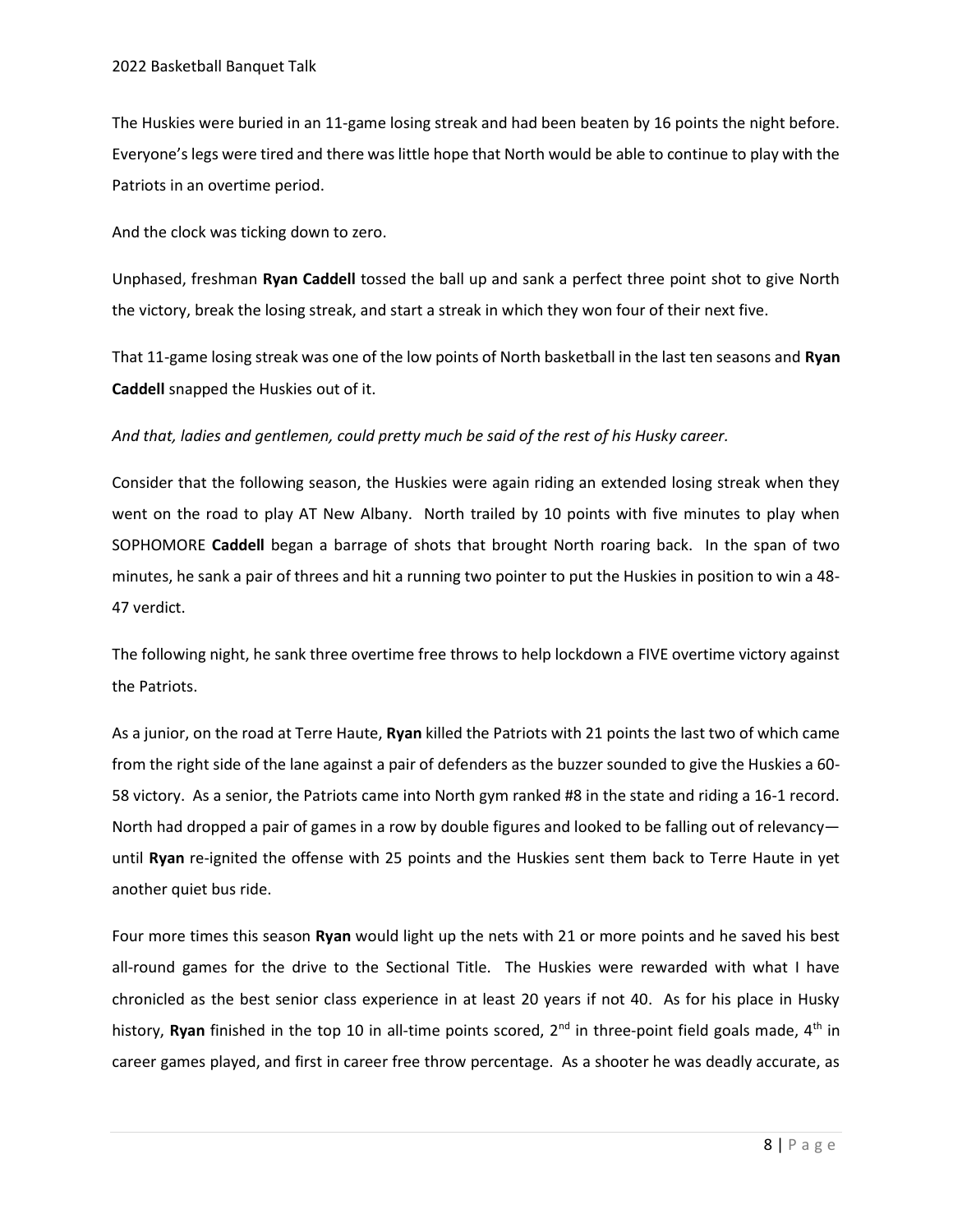The Huskies were buried in an 11-game losing streak and had been beaten by 16 points the night before. Everyone's legs were tired and there was little hope that North would be able to continue to play with the Patriots in an overtime period.

And the clock was ticking down to zero.

Unphased, freshman **Ryan Caddell** tossed the ball up and sank a perfect three point shot to give North the victory, break the losing streak, and start a streak in which they won four of their next five.

That 11-game losing streak was one of the low points of North basketball in the last ten seasons and **Ryan Caddell** snapped the Huskies out of it.

*And that, ladies and gentlemen, could pretty much be said of the rest of his Husky career.*

Consider that the following season, the Huskies were again riding an extended losing streak when they went on the road to play AT New Albany. North trailed by 10 points with five minutes to play when SOPHOMORE **Caddell** began a barrage of shots that brought North roaring back. In the span of two minutes, he sank a pair of threes and hit a running two pointer to put the Huskies in position to win a 48-47 verdict.

The following night, he sank three overtime free throws to help lockdown a FIVE overtime victory against the Patriots.

As a junior, on the road at Terre Haute, **Ryan** killed the Patriots with 21 points the last two of which came from the right side of the lane against a pair of defenders as the buzzer sounded to give the Huskies a 60-58 victory. As a senior, the Patriots came into North gym ranked #8 in the state and riding a 16-1 record. North had dropped a pair of games in a row by double figures and looked to be falling out of relevancy—until **Ryan** re-ignited the offense with 25 points and the Huskies sent them back to Terre Haute in yet another quiet bus ride.

Four more times this season **Ryan** would light up the nets with 21 or more points and he saved his best all-round games for the drive to the Sectional Title. The Huskies were rewarded with what I have chronicled as the best senior class experience in at least 20 years if not 40. As for his place in Husky history, **Ryan** finished in the top 10 in all-time points scored, 2nd in three-point field goals made, 4th in career games played, and first in career free throw percentage. As a shooter he was deadly accurate, as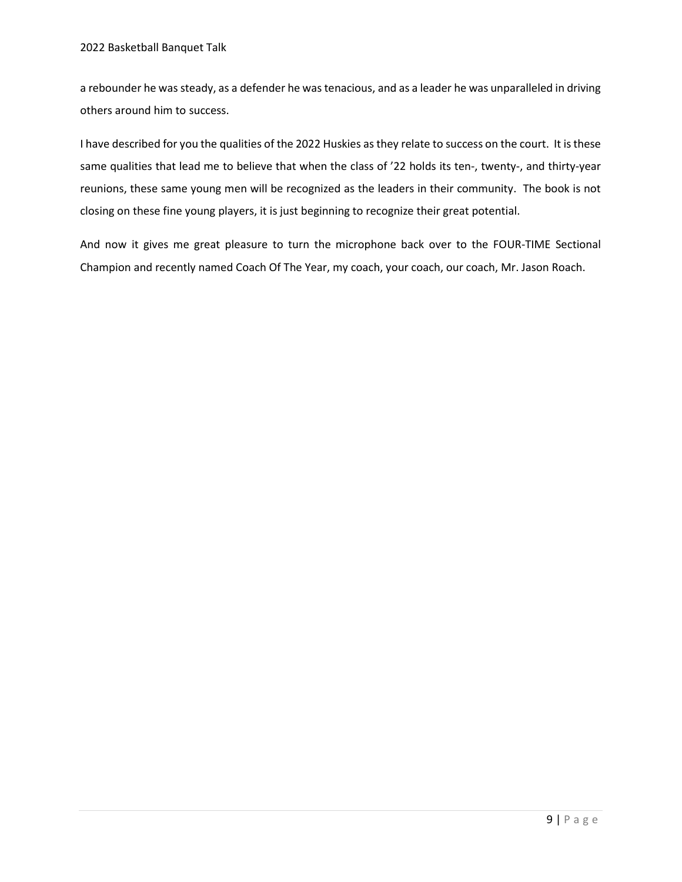a rebounder he was steady, as a defender he was tenacious, and as a leader he was unparalleled in driving others around him to success.

I have described for you the qualities of the 2022 Huskies as they relate to success on the court. It is these same qualities that lead me to believe that when the class of '22 holds its ten-, twenty-, and thirty-year reunions, these same young men will be recognized as the leaders in their community. The book is not closing on these fine young players, it is just beginning to recognize their great potential.

And now it gives me great pleasure to turn the microphone back over to the FOUR-TIME Sectional Champion and recently named Coach Of The Year, my coach, your coach, our coach, Mr. Jason Roach.